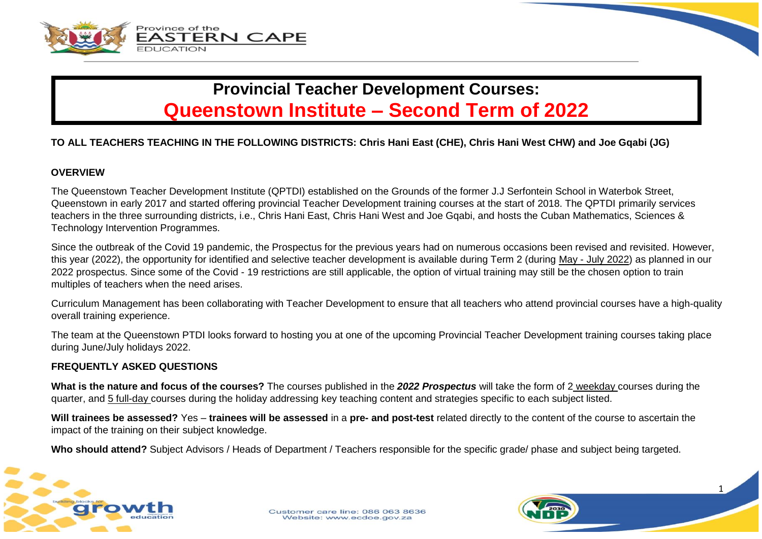Province of the
EASTERN CAPE
EDUCATION

# Provincial Teacher Development Courses:
# Queenstown Institute – Second Term of 2022

**TO ALL TEACHERS TEACHING IN THE FOLLOWING DISTRICTS: Chris Hani East (CHE), Chris Hani West CHW) and Joe Gqabi (JG)**

## OVERVIEW

The Queenstown Teacher Development Institute (QPTDI) established on the Grounds of the former J.J Serfontein School in Waterbok Street, Queenstown in early 2017 and started offering provincial Teacher Development training courses at the start of 2018. The QPTDI primarily services teachers in the three surrounding districts, i.e., Chris Hani East, Chris Hani West and Joe Gqabi, and hosts the Cuban Mathematics, Sciences & Technology Intervention Programmes.

Since the outbreak of the Covid 19 pandemic, the Prospectus for the previous years had on numerous occasions been revised and revisited. However, this year (2022), the opportunity for identified and selective teacher development is available during Term 2 (during May - July 2022) as planned in our 2022 prospectus. Since some of the Covid - 19 restrictions are still applicable, the option of virtual training may still be the chosen option to train multiples of teachers when the need arises.

Curriculum Management has been collaborating with Teacher Development to ensure that all teachers who attend provincial courses have a high-quality overall training experience.

The team at the Queenstown PTDI looks forward to hosting you at one of the upcoming Provincial Teacher Development training courses taking place during June/July holidays 2022.

## FREQUENTLY ASKED QUESTIONS

**What is the nature and focus of the courses?** The courses published in the ***2022 Prospectus*** will take the form of 2 weekday courses during the quarter, and 5 full-day courses during the holiday addressing key teaching content and strategies specific to each subject listed.

**Will trainees be assessed?** Yes – **trainees will be assessed** in a **pre- and post-test** related directly to the content of the course to ascertain the impact of the training on their subject knowledge.

**Who should attend?** Subject Advisors / Heads of Department / Teachers responsible for the specific grade/ phase and subject being targeted.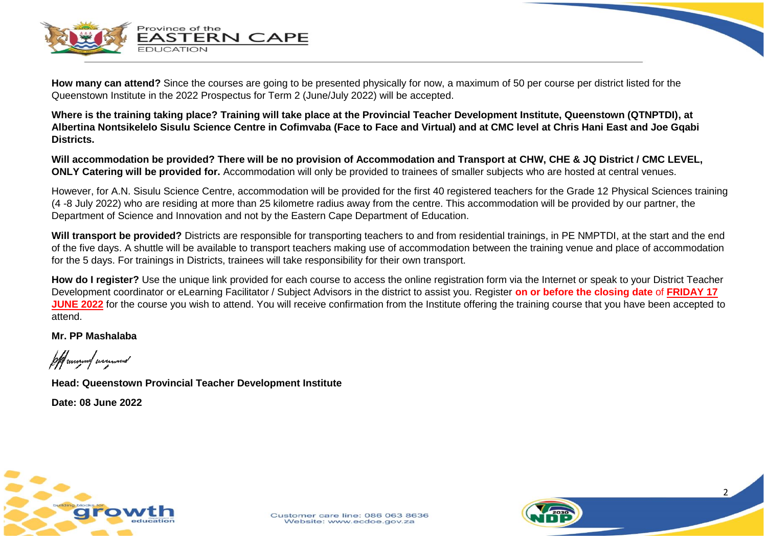**How many can attend?** Since the courses are going to be presented physically for now, a maximum of 50 per course per district listed for the Queenstown Institute in the 2022 Prospectus for Term 2 (June/July 2022) will be accepted.

**Where is the training taking place? Training will take place at the Provincial Teacher Development Institute, Queenstown (QTNPTDI), at Albertina Nontsikelelo Sisulu Science Centre in Cofimvaba (Face to Face and Virtual) and at CMC level at Chris Hani East and Joe Gqabi Districts.**

**Will accommodation be provided? There will be no provision of Accommodation and Transport at CHW, CHE & JQ District / CMC LEVEL, ONLY Catering will be provided for.** Accommodation will only be provided to trainees of smaller subjects who are hosted at central venues.

However, for A.N. Sisulu Science Centre, accommodation will be provided for the first 40 registered teachers for the Grade 12 Physical Sciences training (4 -8 July 2022) who are residing at more than 25 kilometre radius away from the centre. This accommodation will be provided by our partner, the Department of Science and Innovation and not by the Eastern Cape Department of Education.

**Will transport be provided?** Districts are responsible for transporting teachers to and from residential trainings, in PE NMPTDI, at the start and the end of the five days. A shuttle will be available to transport teachers making use of accommodation between the training venue and place of accommodation for the 5 days. For trainings in Districts, trainees will take responsibility for their own transport.

**How do I register?** Use the unique link provided for each course to access the online registration form via the Internet or speak to your District Teacher Development coordinator or eLearning Facilitator / Subject Advisors in the district to assist you. Register **on or before the closing date** of **FRIDAY 17 JUNE 2022** for the course you wish to attend. You will receive confirmation from the Institute offering the training course that you have been accepted to attend.

**Mr. PP Mashalaba**

**Head: Queenstown Provincial Teacher Development Institute**

**Date: 08 June 2022**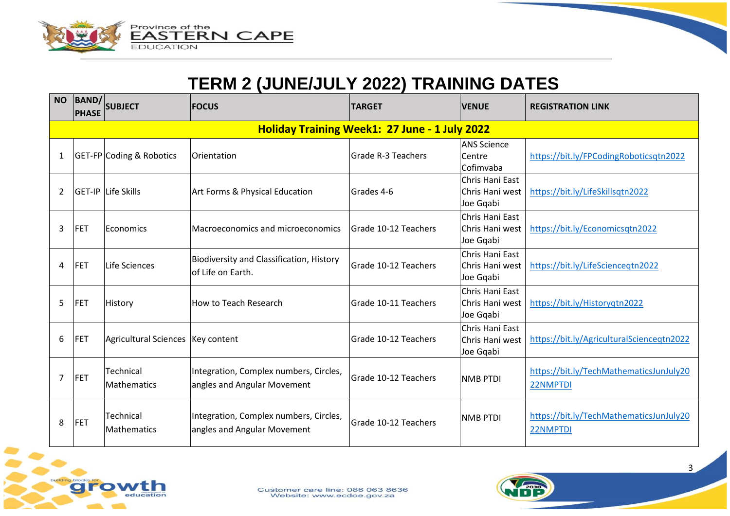# TERM 2 (JUNE/JULY 2022) TRAINING DATES

| NO | BAND/ PHASE | SUBJECT | FOCUS | TARGET | VENUE | REGISTRATION LINK |
|---|---|---|---|---|---|---|
| **Holiday Training Week1: 27 June - 1 July 2022** | | | | | | |
| 1 | GET-FP | Coding & Robotics | Orientation | Grade R-3 Teachers | ANS Science Centre Cofimvaba | https://bit.ly/FPCodingRoboticsqtn2022 |
| 2 | GET-IP | Life Skills | Art Forms & Physical Education | Grades 4-6 | Chris Hani East Chris Hani west Joe Gqabi | https://bit.ly/LifeSkillsqtn2022 |
| 3 | FET | Economics | Macroeconomics and microeconomics | Grade 10-12 Teachers | Chris Hani East Chris Hani west Joe Gqabi | https://bit.ly/Economicsqtn2022 |
| 4 | FET | Life Sciences | Biodiversity and Classification, History of Life on Earth. | Grade 10-12 Teachers | Chris Hani East Chris Hani west Joe Gqabi | https://bit.ly/LifeScienceqtn2022 |
| 5 | FET | History | How to Teach Research | Grade 10-11 Teachers | Chris Hani East Chris Hani west Joe Gqabi | https://bit.ly/Historyqtn2022 |
| 6 | FET | Agricultural Sciences | Key content | Grade 10-12 Teachers | Chris Hani East Chris Hani west Joe Gqabi | https://bit.ly/AgriculturalScienceqtn2022 |
| 7 | FET | Technical Mathematics | Integration, Complex numbers, Circles, angles and Angular Movement | Grade 10-12 Teachers | NMB PTDI | https://bit.ly/TechMathematicsJunJuly2022NMPTDI |
| 8 | FET | Technical Mathematics | Integration, Complex numbers, Circles, angles and Angular Movement | Grade 10-12 Teachers | NMB PTDI | https://bit.ly/TechMathematicsJunJuly2022NMPTDI |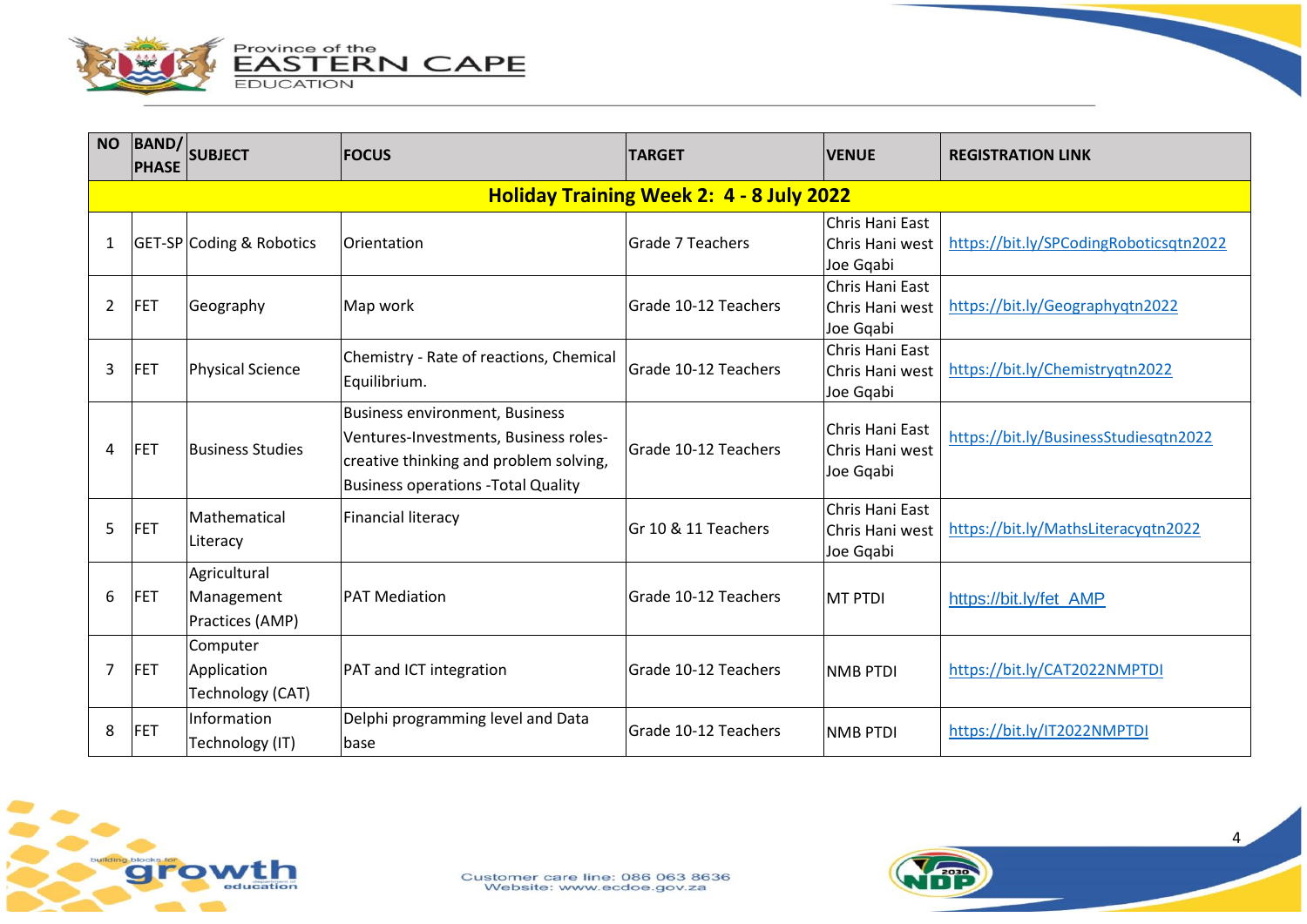| NO | BAND/ PHASE | SUBJECT | FOCUS | TARGET | VENUE | REGISTRATION LINK |
|---|---|---|---|---|---|---|
| **Holiday Training Week 2: 4 - 8 July 2022** | | | | | | |
| 1 | GET-SP | Coding & Robotics | Orientation | Grade 7 Teachers | Chris Hani East Chris Hani west Joe Gqabi | https://bit.ly/SPCodingRoboticsqtn2022 |
| 2 | FET | Geography | Map work | Grade 10-12 Teachers | Chris Hani East Chris Hani west Joe Gqabi | https://bit.ly/Geographyqtn2022 |
| 3 | FET | Physical Science | Chemistry - Rate of reactions, Chemical Equilibrium. | Grade 10-12 Teachers | Chris Hani East Chris Hani west Joe Gqabi | https://bit.ly/Chemistryqtn2022 |
| 4 | FET | Business Studies | Business environment, Business Ventures-Investments, Business roles-creative thinking and problem solving, Business operations -Total Quality | Grade 10-12 Teachers | Chris Hani East Chris Hani west Joe Gqabi | https://bit.ly/BusinessStudiesqtn2022 |
| 5 | FET | Mathematical Literacy | Financial literacy | Gr 10 & 11 Teachers | Chris Hani East Chris Hani west Joe Gqabi | https://bit.ly/MathsLiteracyqtn2022 |
| 6 | FET | Agricultural Management Practices (AMP) | PAT Mediation | Grade 10-12 Teachers | MT PTDI | https://bit.ly/fet_AMP |
| 7 | FET | Computer Application Technology (CAT) | PAT and ICT integration | Grade 10-12 Teachers | NMB PTDI | https://bit.ly/CAT2022NMPTDI |
| 8 | FET | Information Technology (IT) | Delphi programming level and Data base | Grade 10-12 Teachers | NMB PTDI | https://bit.ly/IT2022NMPTDI |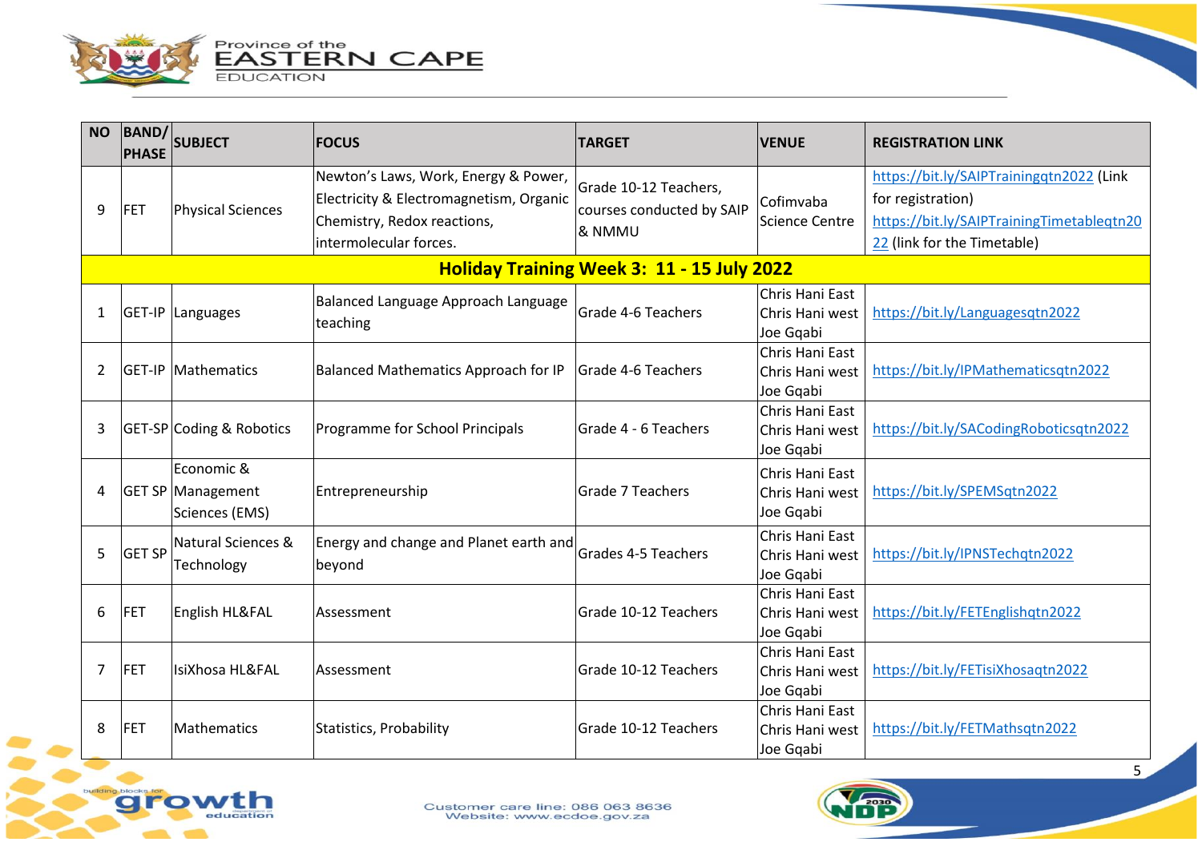| NO | BAND/ PHASE | SUBJECT | FOCUS | TARGET | VENUE | REGISTRATION LINK |
|---|---|---|---|---|---|---|
| 9 | FET | Physical Sciences | Newton's Laws, Work, Energy & Power, Electricity & Electromagnetism, Organic Chemistry, Redox reactions, intermolecular forces. | Grade 10-12 Teachers, courses conducted by SAIP & NMMU | Cofimvaba Science Centre | https://bit.ly/SAIPTrainingqtn2022 (Link for registration) https://bit.ly/SAIPTrainingTimetableqtn2022 (link for the Timetable) |
| **Holiday Training Week 3: 11 - 15 July 2022** | | | | | | |
| 1 | GET-IP | Languages | Balanced Language Approach Language teaching | Grade 4-6 Teachers | Chris Hani East Chris Hani west Joe Gqabi | https://bit.ly/Languagesqtn2022 |
| 2 | GET-IP | Mathematics | Balanced Mathematics Approach for IP | Grade 4-6 Teachers | Chris Hani East Chris Hani west Joe Gqabi | https://bit.ly/IPMathematicsqtn2022 |
| 3 | GET-SP | Coding & Robotics | Programme for School Principals | Grade 4 - 6 Teachers | Chris Hani East Chris Hani west Joe Gqabi | https://bit.ly/SACodingRoboticsqtn2022 |
| 4 | GET SP | Economic & Management Sciences (EMS) | Entrepreneurship | Grade 7 Teachers | Chris Hani East Chris Hani west Joe Gqabi | https://bit.ly/SPEMSqtn2022 |
| 5 | GET SP | Natural Sciences & Technology | Energy and change and Planet earth and beyond | Grades 4-5 Teachers | Chris Hani East Chris Hani west Joe Gqabi | https://bit.ly/IPNSTechqtn2022 |
| 6 | FET | English HL&FAL | Assessment | Grade 10-12 Teachers | Chris Hani East Chris Hani west Joe Gqabi | https://bit.ly/FETEnglishqtn2022 |
| 7 | FET | IsiXhosa HL&FAL | Assessment | Grade 10-12 Teachers | Chris Hani East Chris Hani west Joe Gqabi | https://bit.ly/FETisiXhosaqtn2022 |
| 8 | FET | Mathematics | Statistics, Probability | Grade 10-12 Teachers | Chris Hani East Chris Hani west Joe Gqabi | https://bit.ly/FETMathsqtn2022 |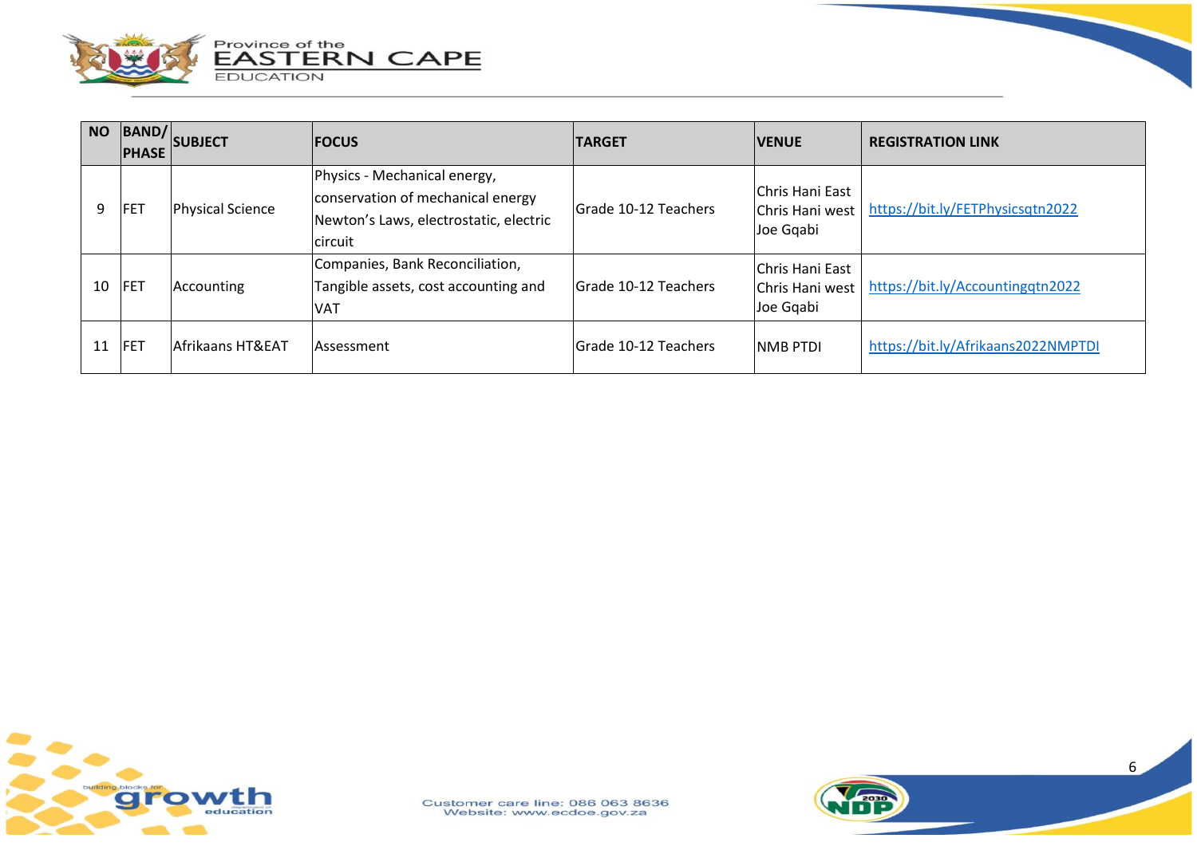| NO | BAND/ PHASE | SUBJECT | FOCUS | TARGET | VENUE | REGISTRATION LINK |
|---|---|---|---|---|---|---|
| 9 | FET | Physical Science | Physics - Mechanical energy, conservation of mechanical energy Newton's Laws, electrostatic, electric circuit | Grade 10-12 Teachers | Chris Hani East Chris Hani west Joe Gqabi | https://bit.ly/FETPhysicsqtn2022 |
| 10 | FET | Accounting | Companies, Bank Reconciliation, Tangible assets, cost accounting and VAT | Grade 10-12 Teachers | Chris Hani East Chris Hani west Joe Gqabi | https://bit.ly/Accountingqtn2022 |
| 11 | FET | Afrikaans HT&EAT | Assessment | Grade 10-12 Teachers | NMB PTDI | https://bit.ly/Afrikaans2022NMPTDI |